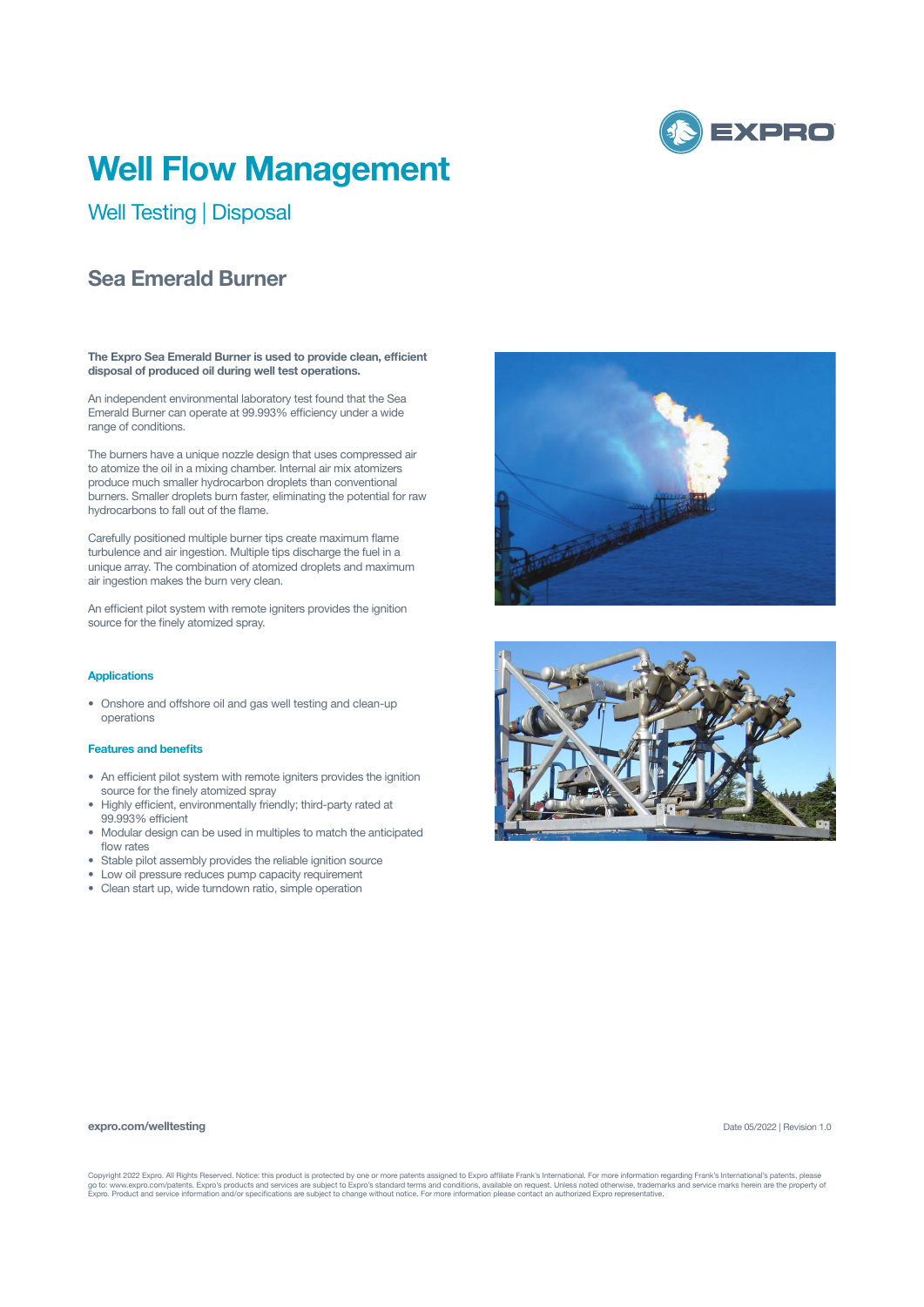# Well Flow Management

## Well Testing | Disposal

### Sea Emerald Burner

**The Expro Sea Emerald Burner is used to provide clean, efficient disposal of produced oil during well test operations.**

An independent environmental laboratory test found that the Sea Emerald Burner can operate at 99.993% efficiency under a wide range of conditions.

The burners have a unique nozzle design that uses compressed air to atomize the oil in a mixing chamber. Internal air mix atomizers produce much smaller hydrocarbon droplets than conventional burners. Smaller droplets burn faster, eliminating the potential for raw hydrocarbons to fall out of the flame.

Carefully positioned multiple burner tips create maximum flame turbulence and air ingestion. Multiple tips discharge the fuel in a unique array. The combination of atomized droplets and maximum air ingestion makes the burn very clean.

An efficient pilot system with remote igniters provides the ignition source for the finely atomized spray.

#### Applications

- Onshore and offshore oil and gas well testing and clean-up operations

#### Features and benefits

- An efficient pilot system with remote igniters provides the ignition source for the finely atomized spray
- Highly efficient, environmentally friendly; third-party rated at 99.993% efficient
- Modular design can be used in multiples to match the anticipated flow rates
- Stable pilot assembly provides the reliable ignition source
- Low oil pressure reduces pump capacity requirement
- Clean start up, wide turndown ratio, simple operation

**expro.com/welltesting**

Date 05/2022 | Revision 1.0

Copyright 2022 Expro. All Rights Reserved. Notice: this product is protected by one or more patents assigned to Expro affiliate Frank's International. For more information regarding Frank's International's patents, please go to: www.expro.com/patents. Expro's products and services are subject to Expro's standard terms and conditions, available on request. Unless noted otherwise, trademarks and service marks herein are the property of Expro. Product and service information and/or specifications are subject to change without notice. For more information please contact an authorized Expro representative.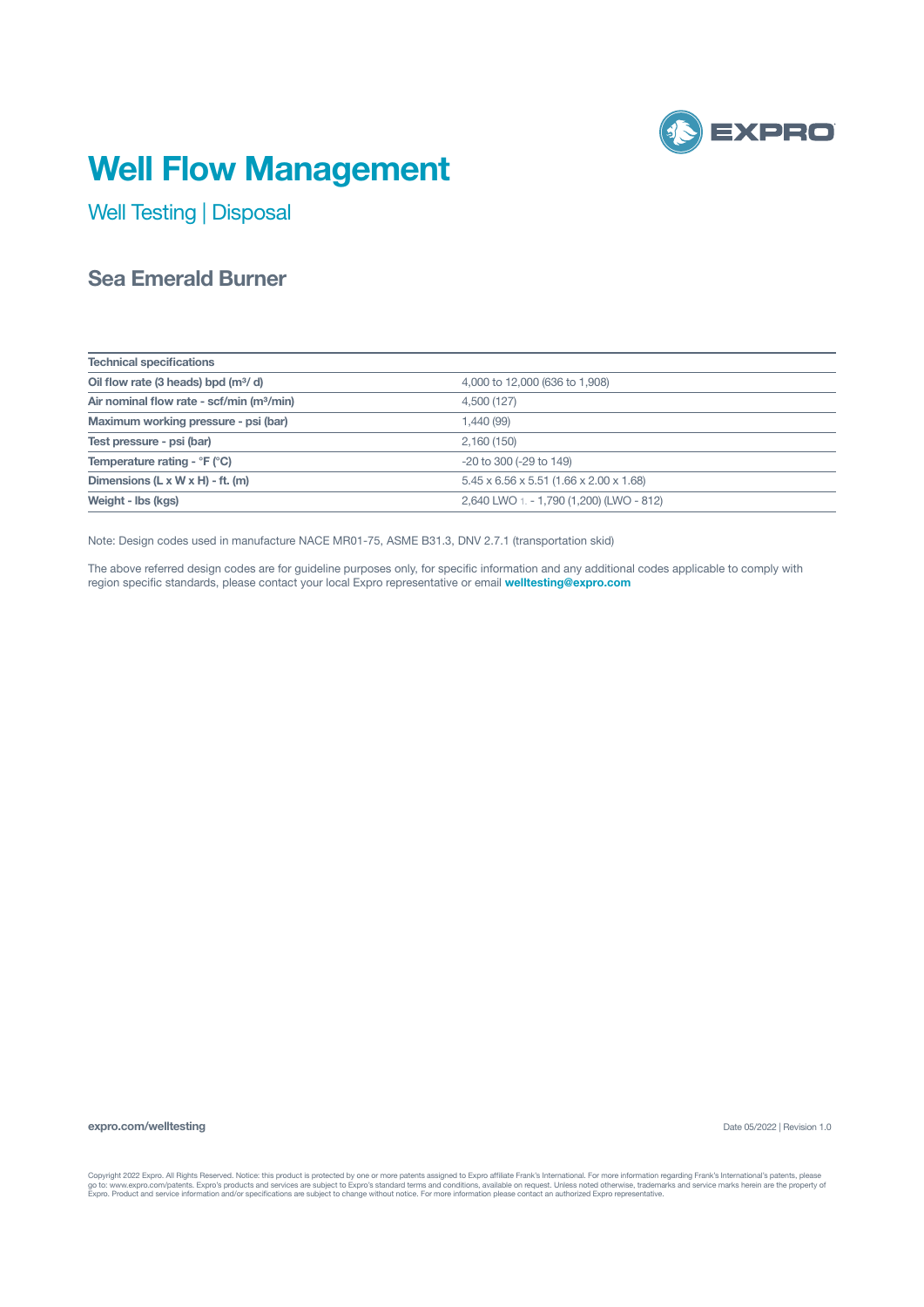# Well Flow Management

## Well Testing | Disposal

### Sea Emerald Burner

| Technical specifications | |
|---|---|
| **Oil flow rate (3 heads) bpd ($m^3$/ d)** | 4,000 to 12,000 (636 to 1,908) |
| **Air nominal flow rate - scf/min ($m^3$/min)** | 4,500 (127) |
| **Maximum working pressure - psi (bar)** | 1,440 (99) |
| **Test pressure - psi (bar)** | 2,160 (150) |
| **Temperature rating - °F (°C)** | -20 to 300 (-29 to 149) |
| **Dimensions (L x W x H) - ft. (m)** | 5.45 x 6.56 x 5.51 (1.66 x 2.00 x 1.68) |
| **Weight - lbs (kgs)** | 2,640 LWO 1. - 1,790 (1,200) (LWO - 812) |

Note: Design codes used in manufacture NACE MR01-75, ASME B31.3, DNV 2.7.1 (transportation skid)

The above referred design codes are for guideline purposes only, for specific information and any additional codes applicable to comply with region specific standards, please contact your local Expro representative or email **welltesting@expro.com**

**expro.com/welltesting**

Date 05/2022 | Revision 1.0

Copyright 2022 Expro. All Rights Reserved. Notice: this product is protected by one or more patents assigned to Expro affiliate Frank's International. For more information regarding Frank's International's patents, please go to: www.expro.com/patents. Expro's products and services are subject to Expro's standard terms and conditions, available on request. Unless noted otherwise, trademarks and service marks herein are the property of Expro. Product and service information and/or specifications are subject to change without notice. For more information please contact an authorized Expro representative.